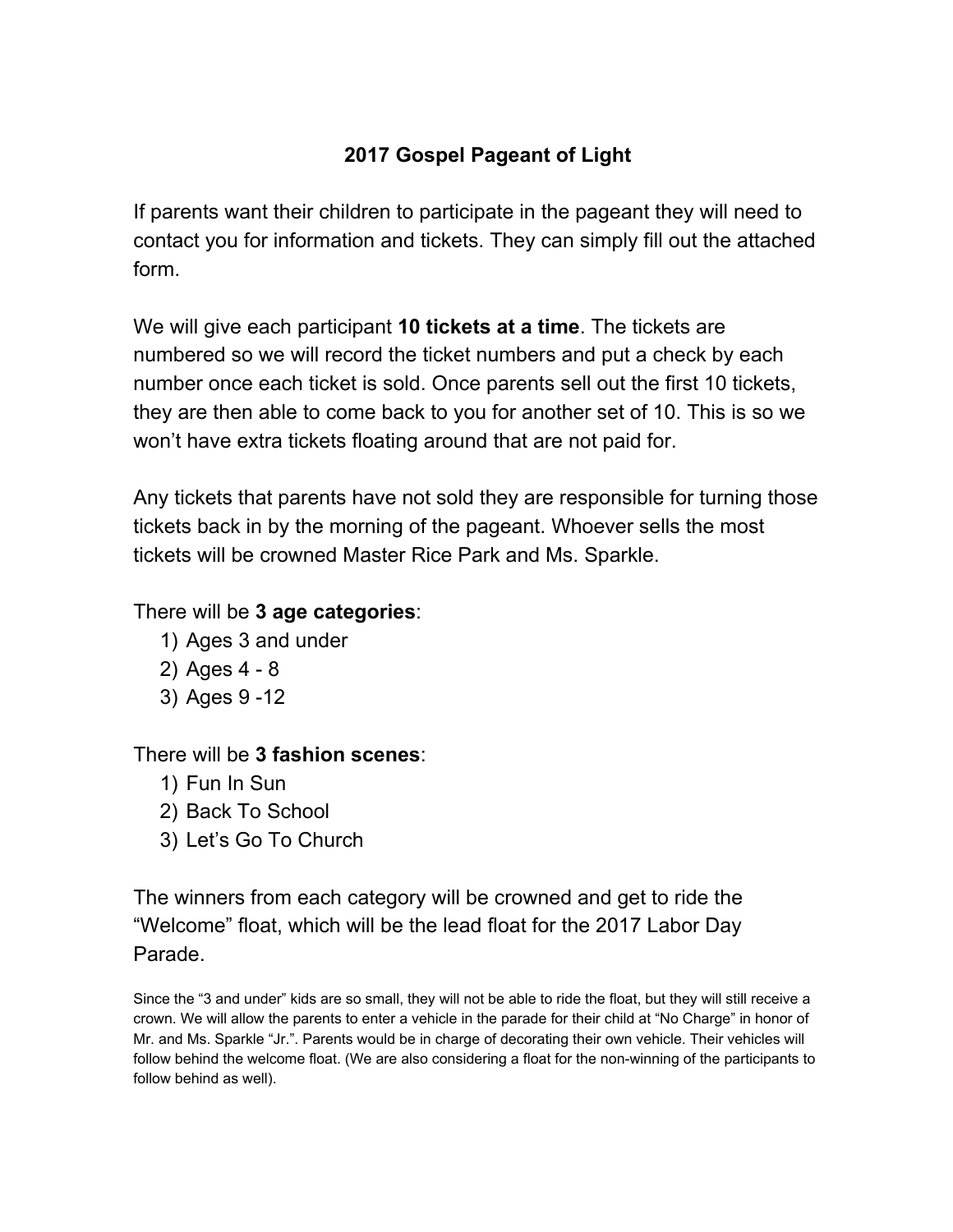# 2017 Gospel Pageant of Light

If parents want their children to participate in the pageant they will need to contact you for information and tickets. They can simply fill out the attached form.

We will give each participant **10 tickets at a time**. The tickets are numbered so we will record the ticket numbers and put a check by each number once each ticket is sold. Once parents sell out the first 10 tickets, they are then able to come back to you for another set of 10. This is so we won't have extra tickets floating around that are not paid for.

Any tickets that parents have not sold they are responsible for turning those tickets back in by the morning of the pageant. Whoever sells the most tickets will be crowned Master Rice Park and Ms. Sparkle.

There will be **3 age categories**:

1) Ages 3 and under
2) Ages 4 - 8
3) Ages 9 -12

There will be **3 fashion scenes**:

1) Fun In Sun
2) Back To School
3) Let's Go To Church

The winners from each category will be crowned and get to ride the "Welcome" float, which will be the lead float for the 2017 Labor Day Parade.

Since the "3 and under" kids are so small, they will not be able to ride the float, but they will still receive a crown. We will allow the parents to enter a vehicle in the parade for their child at "No Charge" in honor of Mr. and Ms. Sparkle "Jr.". Parents would be in charge of decorating their own vehicle. Their vehicles will follow behind the welcome float. (We are also considering a float for the non-winning of the participants to follow behind as well).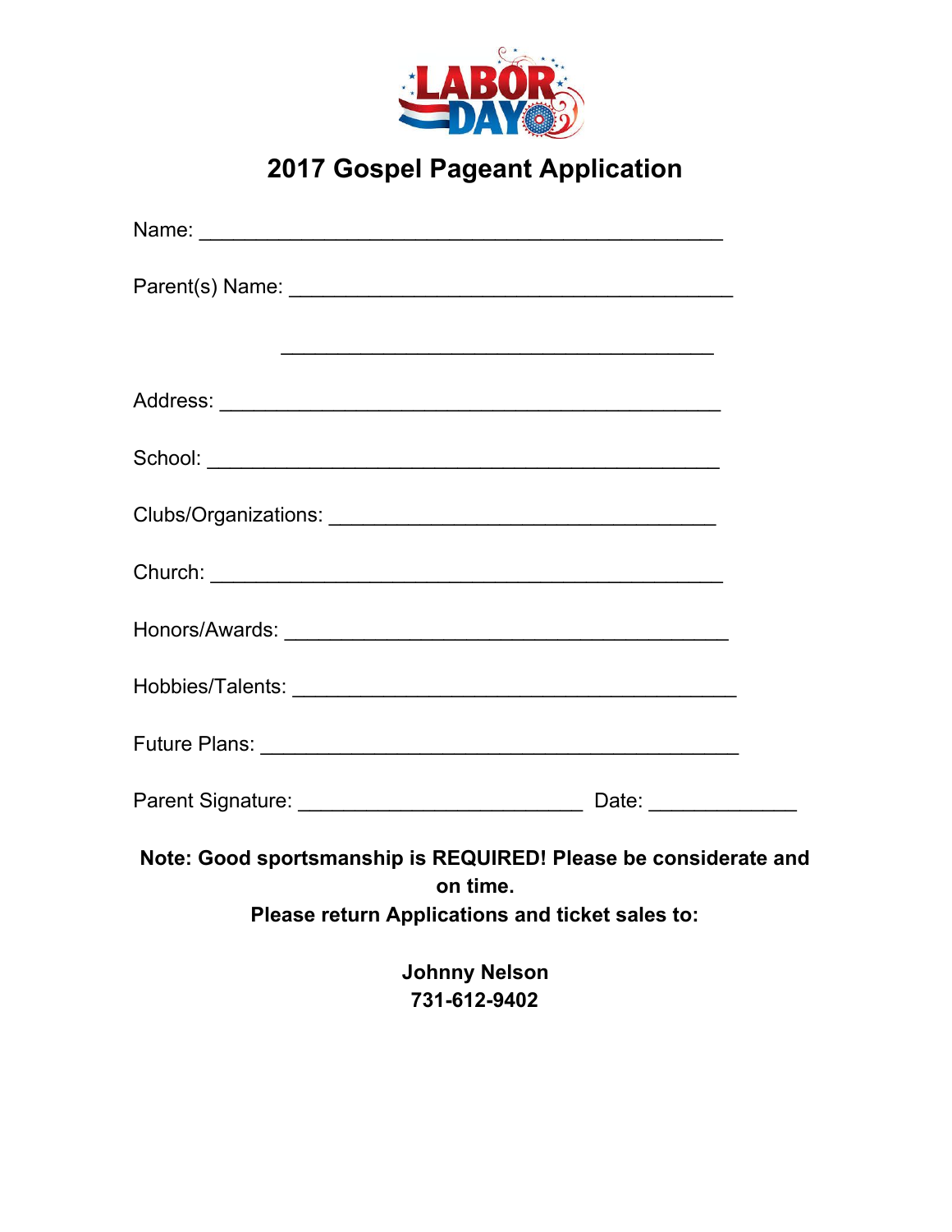LABOR DAY

# 2017 Gospel Pageant Application

Name: ____________________________________________

Parent(s) Name: _____________________________________

_____________________________________

Address: __________________________________________

School: ___________________________________________

Clubs/Organizations: _________________________________

Church: ___________________________________________

Honors/Awards: _____________________________________

Hobbies/Talents: ____________________________________

Future Plans: ________________________________________

Parent Signature: ________________________ Date: _____________

**Note: Good sportsmanship is REQUIRED! Please be considerate and on time.**

**Please return Applications and ticket sales to:**

**Johnny Nelson**
**731-612-9402**